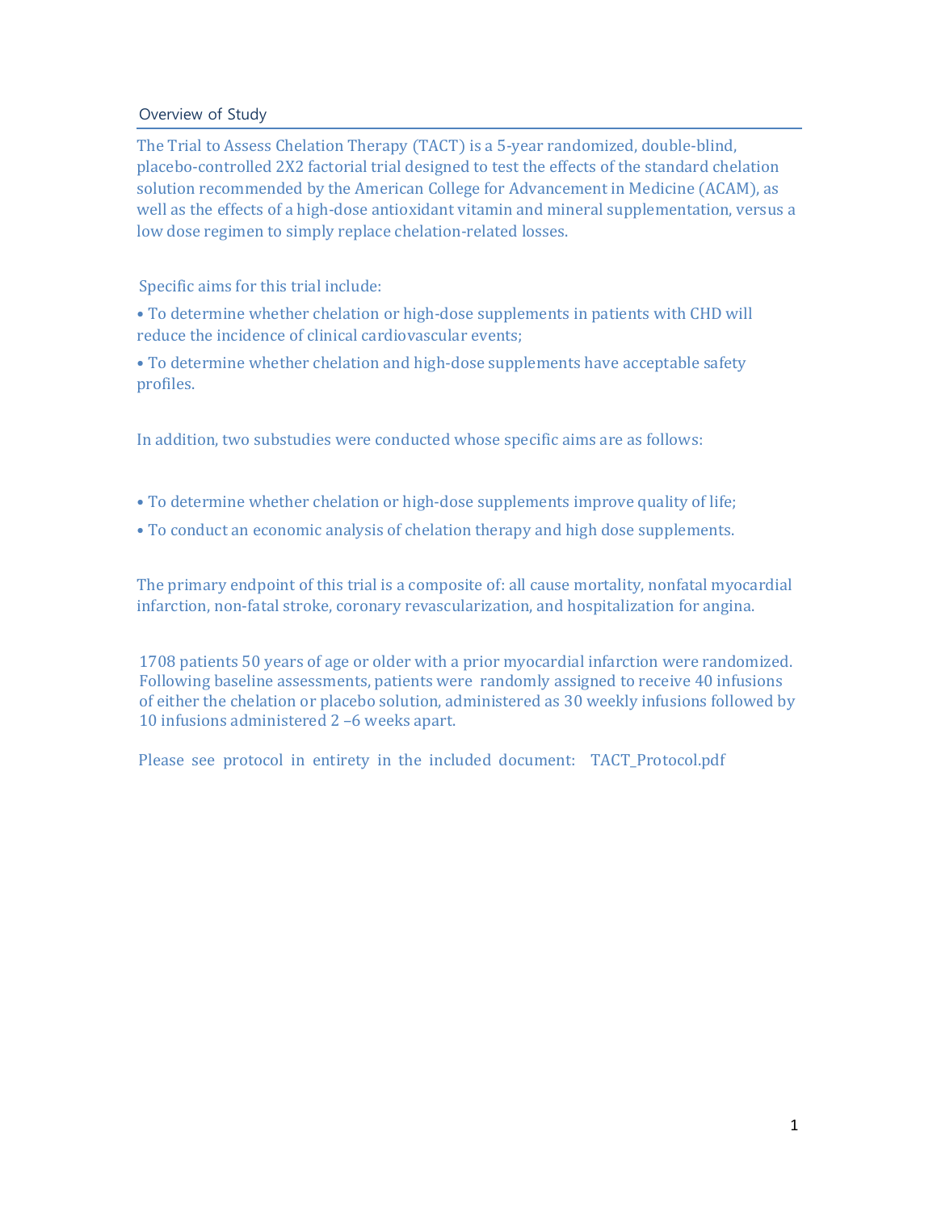## Overview of Study

The Trial to Assess Chelation Therapy (TACT) is a 5-year randomized, double-blind, placebo-controlled 2X2 factorial trial designed to test the effects of the standard chelation solution recommended by the American College for Advancement in Medicine (ACAM), as well as the effects of a high-dose antioxidant vitamin and mineral supplementation, versus a low dose regimen to simply replace chelation-related losses.

Specific aims for this trial include:

- To determine whether chelation or high-dose supplements in patients with CHD will reduce the incidence of clinical cardiovascular events;
- To determine whether chelation and high-dose supplements have acceptable safety profiles.

In addition, two substudies were conducted whose specific aims are as follows:

- To determine whether chelation or high-dose supplements improve quality of life;
- To conduct an economic analysis of chelation therapy and high dose supplements.

The primary endpoint of this trial is a composite of: all cause mortality, nonfatal myocardial infarction, non-fatal stroke, coronary revascularization, and hospitalization for angina.

1708 patients 50 years of age or older with a prior myocardial infarction were randomized. Following baseline assessments, patients were randomly assigned to receive 40 infusions of either the chelation or placebo solution, administered as 30 weekly infusions followed by 10 infusions administered 2 –6 weeks apart.

Please see protocol in entirety in the included document: TACT_Protocol.pdf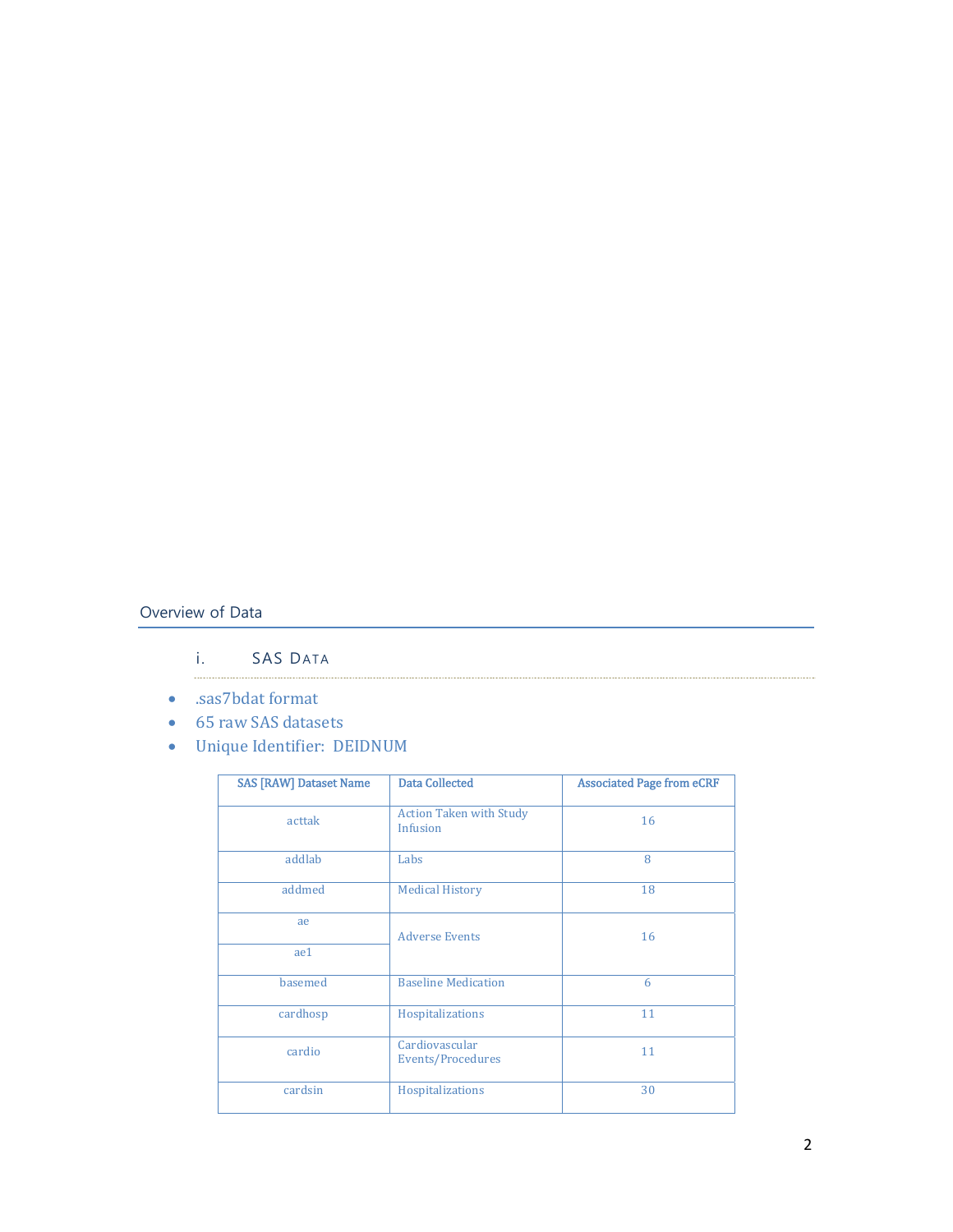## Overview of Data

### i. SAS Data

- .sas7bdat format
- 65 raw SAS datasets
- Unique Identifier: DEIDNUM

| SAS [RAW] Dataset Name | Data Collected | Associated Page from eCRF |
|---|---|---|
| acttak | Action Taken with Study Infusion | 16 |
| addlab | Labs | 8 |
| addmed | Medical History | 18 |
| ae | Adverse Events | 16 |
| ae1 | | |
| basemed | Baseline Medication | 6 |
| cardhosp | Hospitalizations | 11 |
| cardio | Cardiovascular Events/Procedures | 11 |
| cardsin | Hospitalizations | 30 |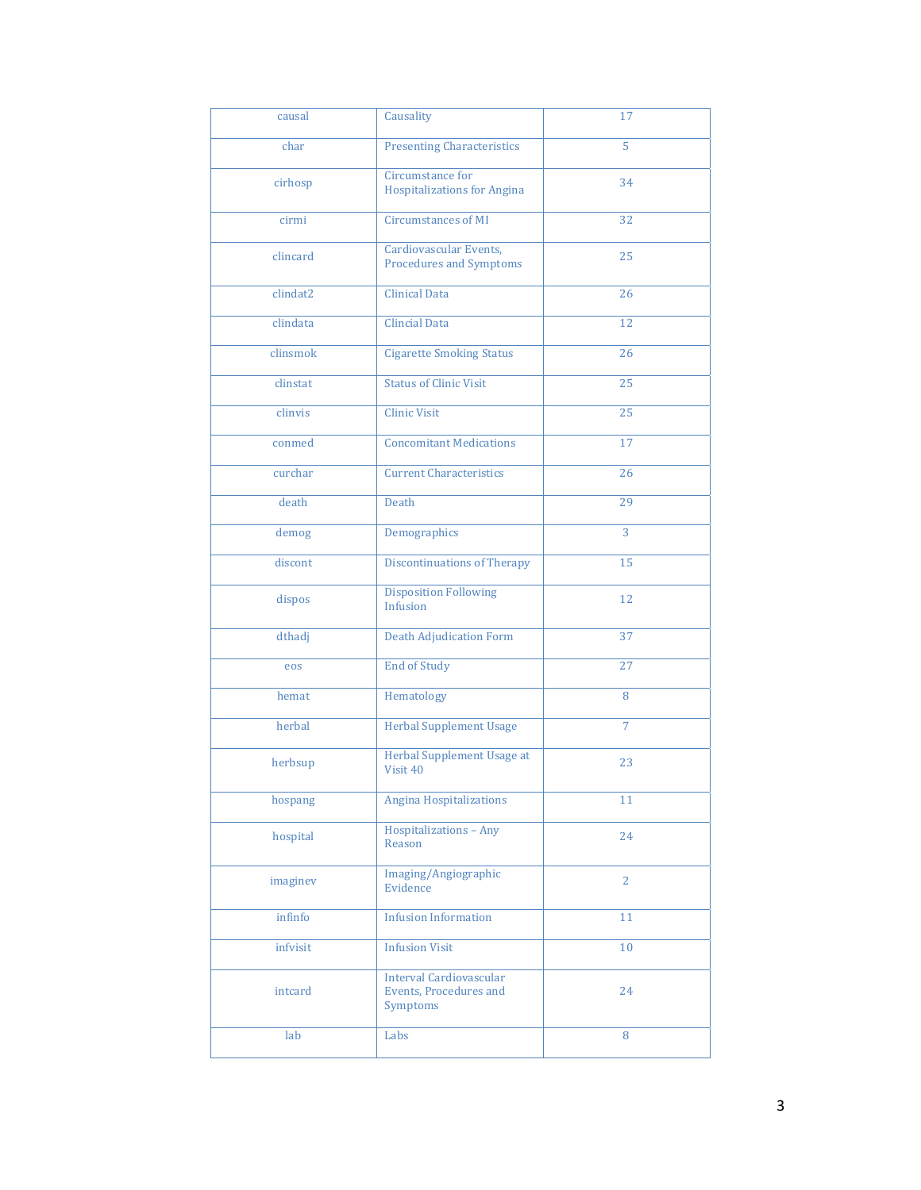| causal | Causality | 17 |
|---|---|---|
| char | Presenting Characteristics | 5 |
| cirhosp | Circumstance for Hospitalizations for Angina | 34 |
| cirmi | Circumstances of MI | 32 |
| clincard | Cardiovascular Events, Procedures and Symptoms | 25 |
| clindat2 | Clinical Data | 26 |
| clindata | Clincial Data | 12 |
| clinsmok | Cigarette Smoking Status | 26 |
| clinstat | Status of Clinic Visit | 25 |
| clinvis | Clinic Visit | 25 |
| conmed | Concomitant Medications | 17 |
| curchar | Current Characteristics | 26 |
| death | Death | 29 |
| demog | Demographics | 3 |
| discont | Discontinuations of Therapy | 15 |
| dispos | Disposition Following Infusion | 12 |
| dthadj | Death Adjudication Form | 37 |
| eos | End of Study | 27 |
| hemat | Hematology | 8 |
| herbal | Herbal Supplement Usage | 7 |
| herbsup | Herbal Supplement Usage at Visit 40 | 23 |
| hospang | Angina Hospitalizations | 11 |
| hospital | Hospitalizations – Any Reason | 24 |
| imaginev | Imaging/Angiographic Evidence | 2 |
| infinfo | Infusion Information | 11 |
| infvisit | Infusion Visit | 10 |
| intcard | Interval Cardiovascular Events, Procedures and Symptoms | 24 |
| lab | Labs | 8 |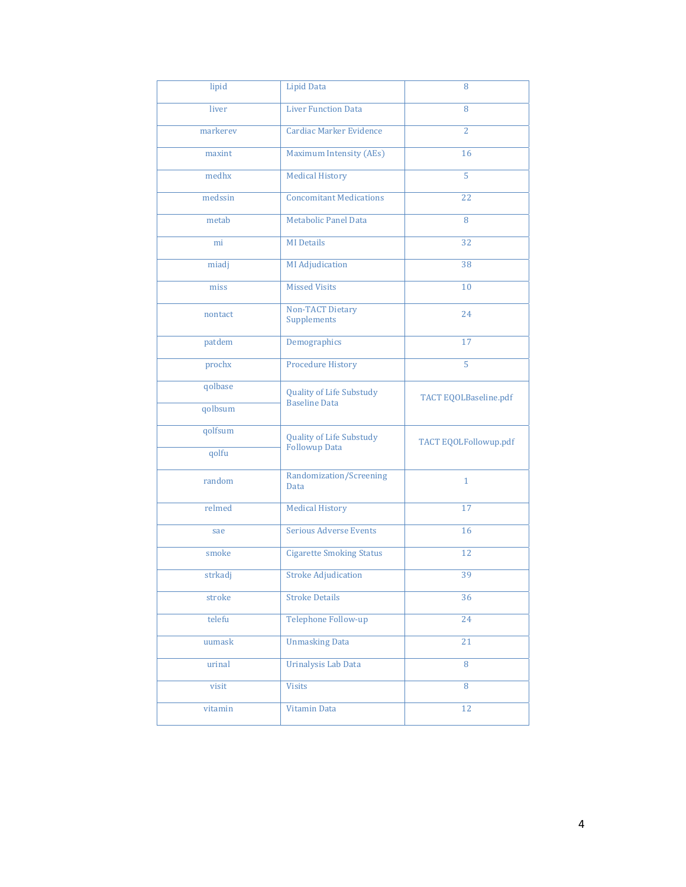| | | |
|---|---|---|
| lipid | Lipid Data | 8 |
| liver | Liver Function Data | 8 |
| markerev | Cardiac Marker Evidence | 2 |
| maxint | Maximum Intensity (AEs) | 16 |
| medhx | Medical History | 5 |
| medssin | Concomitant Medications | 22 |
| metab | Metabolic Panel Data | 8 |
| mi | MI Details | 32 |
| miadj | MI Adjudication | 38 |
| miss | Missed Visits | 10 |
| nontact | Non-TACT Dietary Supplements | 24 |
| patdem | Demographics | 17 |
| prochx | Procedure History | 5 |
| qolbase | Quality of Life Substudy Baseline Data | TACT EQOLBaseline.pdf |
| qolbsum | | |
| qolfsum | Quality of Life Substudy Followup Data | TACT EQOLFollowup.pdf |
| qolfu | | |
| random | Randomization/Screening Data | 1 |
| relmed | Medical History | 17 |
| sae | Serious Adverse Events | 16 |
| smoke | Cigarette Smoking Status | 12 |
| strkadj | Stroke Adjudication | 39 |
| stroke | Stroke Details | 36 |
| telefu | Telephone Follow-up | 24 |
| uumask | Unmasking Data | 21 |
| urinal | Urinalysis Lab Data | 8 |
| visit | Visits | 8 |
| vitamin | Vitamin Data | 12 |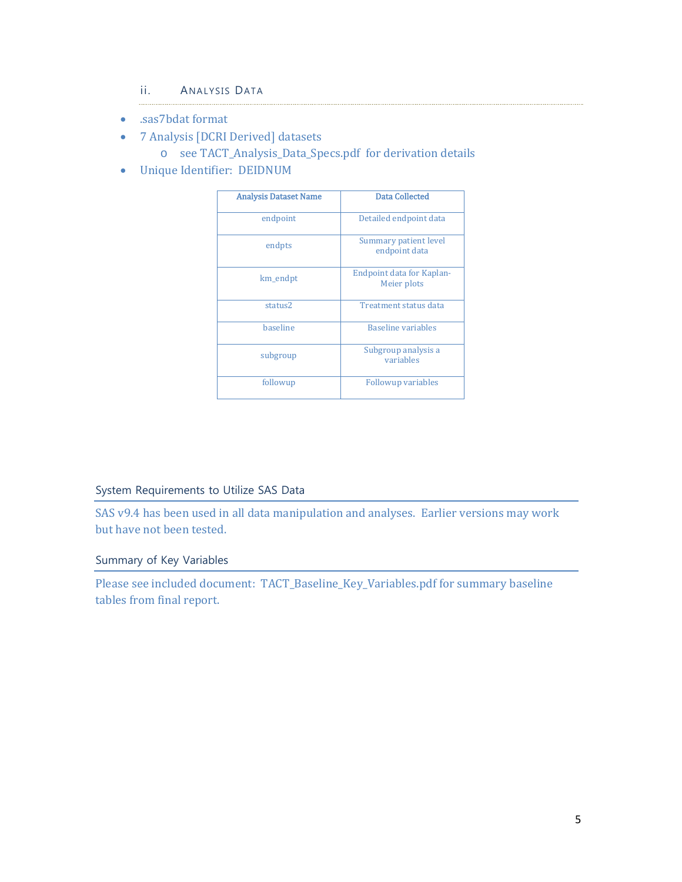### ii. Analysis Data

- .sas7bdat format
- 7 Analysis [DCRI Derived] datasets
  - see TACT_Analysis_Data_Specs.pdf for derivation details
- Unique Identifier: DEIDNUM

| Analysis Dataset Name | Data Collected |
|---|---|
| endpoint | Detailed endpoint data |
| endpts | Summary patient level endpoint data |
| km_endpt | Endpoint data for Kaplan-Meier plots |
| status2 | Treatment status data |
| baseline | Baseline variables |
| subgroup | Subgroup analysis a variables |
| followup | Followup variables |

## System Requirements to Utilize SAS Data

SAS v9.4 has been used in all data manipulation and analyses. Earlier versions may work but have not been tested.

## Summary of Key Variables

Please see included document: TACT_Baseline_Key_Variables.pdf for summary baseline tables from final report.